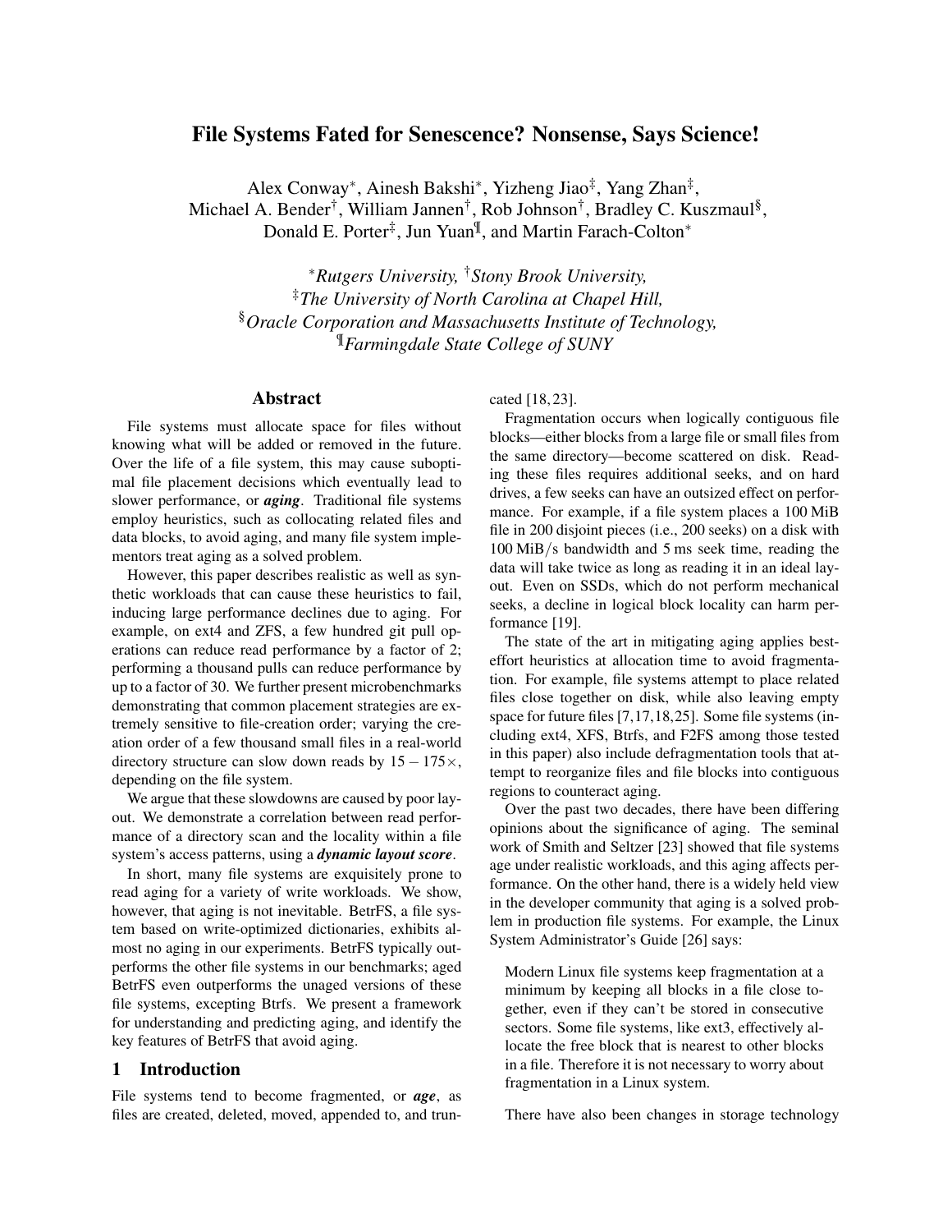# File Systems Fated for Senescence? Nonsense, Says Science!

Alex Conway[*], Ainesh Bakshi[*], Yizheng Jiao[‡], Yang Zhan[‡],
Michael A. Bender[†], William Jannen[†], Rob Johnson[†], Bradley C. Kuszmaul[§],
Donald E. Porter[‡], Jun Yuan[¶], and Martin Farach-Colton[*]

[*]*Rutgers University,* [†]*Stony Brook University,*
[‡]*The University of North Carolina at Chapel Hill,*
[§]*Oracle Corporation and Massachusetts Institute of Technology,*
[¶]*Farmingdale State College of SUNY*

## Abstract

File systems must allocate space for files without knowing what will be added or removed in the future. Over the life of a file system, this may cause suboptimal file placement decisions which eventually lead to slower performance, or ***aging***. Traditional file systems employ heuristics, such as collocating related files and data blocks, to avoid aging, and many file system implementors treat aging as a solved problem.

However, this paper describes realistic as well as synthetic workloads that can cause these heuristics to fail, inducing large performance declines due to aging. For example, on ext4 and ZFS, a few hundred git pull operations can reduce read performance by a factor of 2; performing a thousand pulls can reduce performance by up to a factor of 30. We further present microbenchmarks demonstrating that common placement strategies are extremely sensitive to file-creation order; varying the creation order of a few thousand small files in a real-world directory structure can slow down reads by $15-175\times$, depending on the file system.

We argue that these slowdowns are caused by poor layout. We demonstrate a correlation between read performance of a directory scan and the locality within a file system's access patterns, using a ***dynamic layout score***.

In short, many file systems are exquisitely prone to read aging for a variety of write workloads. We show, however, that aging is not inevitable. BetrFS, a file system based on write-optimized dictionaries, exhibits almost no aging in our experiments. BetrFS typically outperforms the other file systems in our benchmarks; aged BetrFS even outperforms the unaged versions of these file systems, excepting Btrfs. We present a framework for understanding and predicting aging, and identify the key features of BetrFS that avoid aging.

## 1 Introduction

File systems tend to become fragmented, or ***age***, as files are created, deleted, moved, appended to, and truncated [18, 23].

Fragmentation occurs when logically contiguous file blocks—either blocks from a large file or small files from the same directory—become scattered on disk. Reading these files requires additional seeks, and on hard drives, a few seeks can have an outsized effect on performance. For example, if a file system places a 100 MiB file in 200 disjoint pieces (i.e., 200 seeks) on a disk with 100 MiB/s bandwidth and 5 ms seek time, reading the data will take twice as long as reading it in an ideal layout. Even on SSDs, which do not perform mechanical seeks, a decline in logical block locality can harm performance [19].

The state of the art in mitigating aging applies best-effort heuristics at allocation time to avoid fragmentation. For example, file systems attempt to place related files close together on disk, while also leaving empty space for future files [7,17,18,25]. Some file systems (including ext4, XFS, Btrfs, and F2FS among those tested in this paper) also include defragmentation tools that attempt to reorganize files and file blocks into contiguous regions to counteract aging.

Over the past two decades, there have been differing opinions about the significance of aging. The seminal work of Smith and Seltzer [23] showed that file systems age under realistic workloads, and this aging affects performance. On the other hand, there is a widely held view in the developer community that aging is a solved problem in production file systems. For example, the Linux System Administrator's Guide [26] says:

> Modern Linux file systems keep fragmentation at a minimum by keeping all blocks in a file close together, even if they can't be stored in consecutive sectors. Some file systems, like ext3, effectively allocate the free block that is nearest to other blocks in a file. Therefore it is not necessary to worry about fragmentation in a Linux system.

There have also been changes in storage technology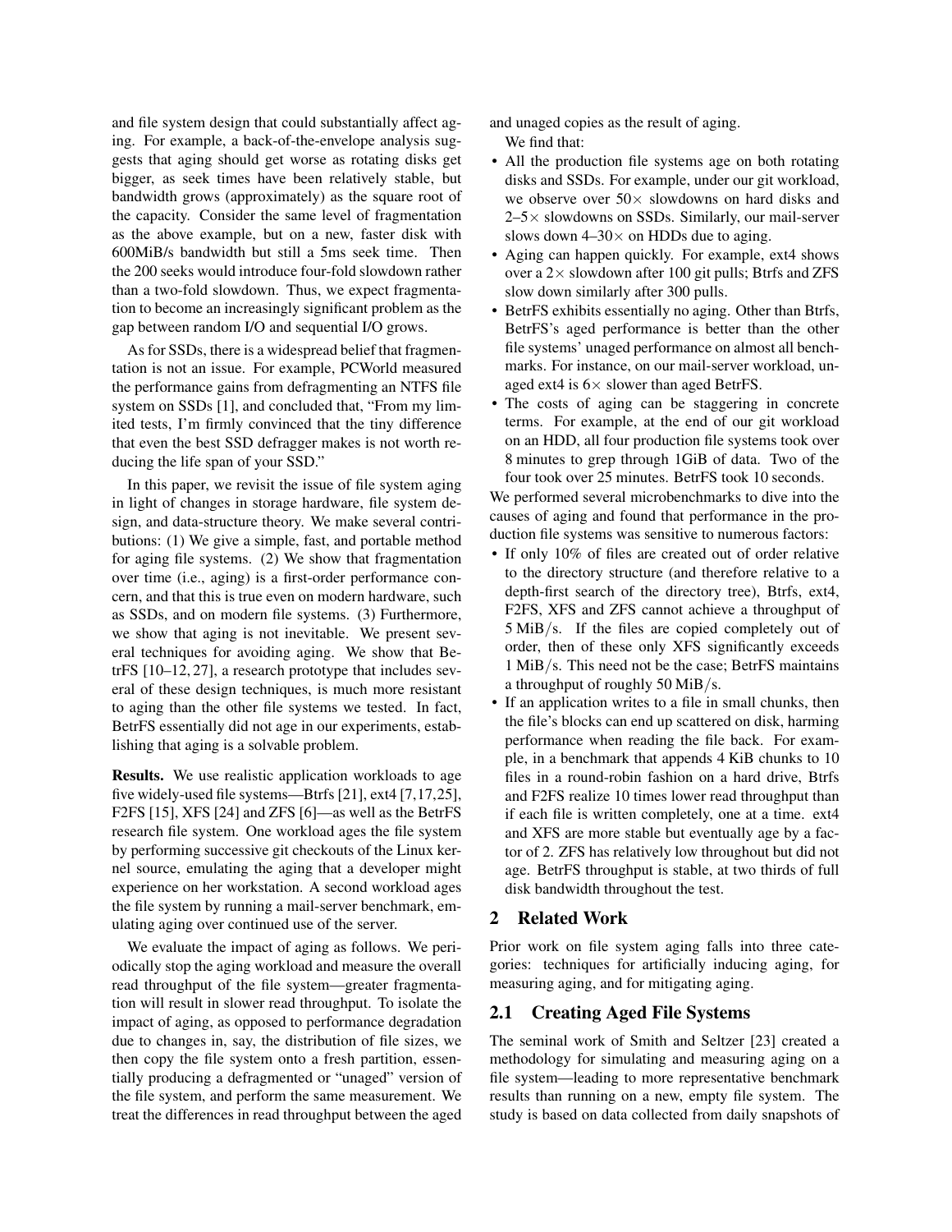and file system design that could substantially affect aging. For example, a back-of-the-envelope analysis suggests that aging should get worse as rotating disks get bigger, as seek times have been relatively stable, but bandwidth grows (approximately) as the square root of the capacity. Consider the same level of fragmentation as the above example, but on a new, faster disk with 600MiB/s bandwidth but still a 5ms seek time. Then the 200 seeks would introduce four-fold slowdown rather than a two-fold slowdown. Thus, we expect fragmentation to become an increasingly significant problem as the gap between random I/O and sequential I/O grows.

As for SSDs, there is a widespread belief that fragmentation is not an issue. For example, PCWorld measured the performance gains from defragmenting an NTFS file system on SSDs [1], and concluded that, "From my limited tests, I'm firmly convinced that the tiny difference that even the best SSD defragger makes is not worth reducing the life span of your SSD."

In this paper, we revisit the issue of file system aging in light of changes in storage hardware, file system design, and data-structure theory. We make several contributions: (1) We give a simple, fast, and portable method for aging file systems. (2) We show that fragmentation over time (i.e., aging) is a first-order performance concern, and that this is true even on modern hardware, such as SSDs, and on modern file systems. (3) Furthermore, we show that aging is not inevitable. We present several techniques for avoiding aging. We show that BetrFS [10–12, 27], a research prototype that includes several of these design techniques, is much more resistant to aging than the other file systems we tested. In fact, BetrFS essentially did not age in our experiments, establishing that aging is a solvable problem.

**Results.** We use realistic application workloads to age five widely-used file systems—Btrfs [21], ext4 [7,17,25], F2FS [15], XFS [24] and ZFS [6]—as well as the BetrFS research file system. One workload ages the file system by performing successive git checkouts of the Linux kernel source, emulating the aging that a developer might experience on her workstation. A second workload ages the file system by running a mail-server benchmark, emulating aging over continued use of the server.

We evaluate the impact of aging as follows. We periodically stop the aging workload and measure the overall read throughput of the file system—greater fragmentation will result in slower read throughput. To isolate the impact of aging, as opposed to performance degradation due to changes in, say, the distribution of file sizes, we then copy the file system onto a fresh partition, essentially producing a defragmented or "unaged" version of the file system, and perform the same measurement. We treat the differences in read throughput between the aged and unaged copies as the result of aging.

We find that:

- All the production file systems age on both rotating disks and SSDs. For example, under our git workload, we observe over 50× slowdowns on hard disks and 2–5× slowdowns on SSDs. Similarly, our mail-server slows down 4–30× on HDDs due to aging.
- Aging can happen quickly. For example, ext4 shows over a 2× slowdown after 100 git pulls; Btrfs and ZFS slow down similarly after 300 pulls.
- BetrFS exhibits essentially no aging. Other than Btrfs, BetrFS's aged performance is better than the other file systems' unaged performance on almost all benchmarks. For instance, on our mail-server workload, unaged ext4 is 6× slower than aged BetrFS.
- The costs of aging can be staggering in concrete terms. For example, at the end of our git workload on an HDD, all four production file systems took over 8 minutes to grep through 1GiB of data. Two of the four took over 25 minutes. BetrFS took 10 seconds.

We performed several microbenchmarks to dive into the causes of aging and found that performance in the production file systems was sensitive to numerous factors:

- If only 10% of files are created out of order relative to the directory structure (and therefore relative to a depth-first search of the directory tree), Btrfs, ext4, F2FS, XFS and ZFS cannot achieve a throughput of 5 MiB/s. If the files are copied completely out of order, then of these only XFS significantly exceeds 1 MiB/s. This need not be the case; BetrFS maintains a throughput of roughly 50 MiB/s.
- If an application writes to a file in small chunks, then the file's blocks can end up scattered on disk, harming performance when reading the file back. For example, in a benchmark that appends 4 KiB chunks to 10 files in a round-robin fashion on a hard drive, Btrfs and F2FS realize 10 times lower read throughput than if each file is written completely, one at a time. ext4 and XFS are more stable but eventually age by a factor of 2. ZFS has relatively low throughout but did not age. BetrFS throughput is stable, at two thirds of full disk bandwidth throughout the test.

## 2 Related Work

Prior work on file system aging falls into three categories: techniques for artificially inducing aging, for measuring aging, and for mitigating aging.

### 2.1 Creating Aged File Systems

The seminal work of Smith and Seltzer [23] created a methodology for simulating and measuring aging on a file system—leading to more representative benchmark results than running on a new, empty file system. The study is based on data collected from daily snapshots of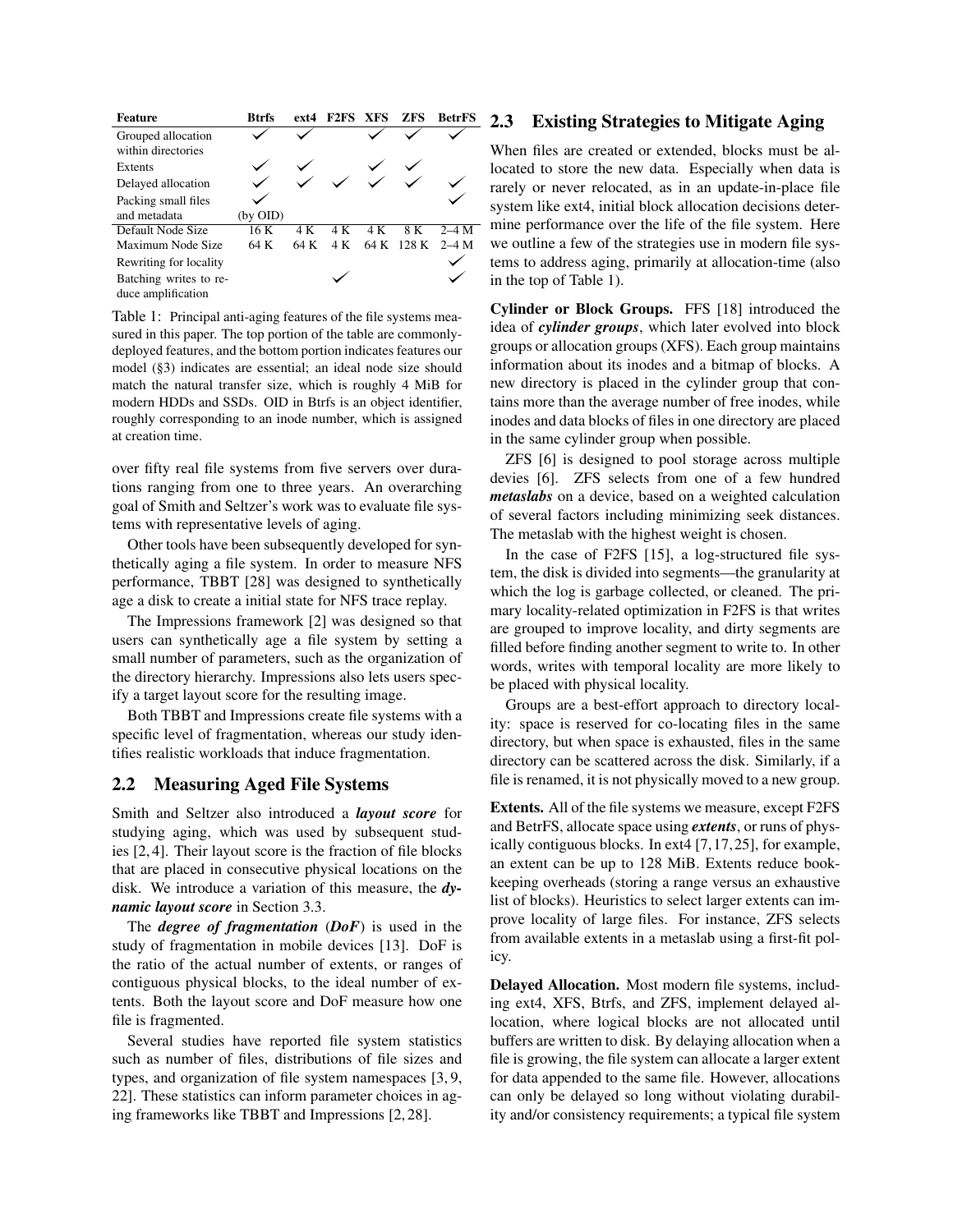| Feature | Btrfs | ext4 | F2FS | XFS | ZFS | BetrFS |
|---|---|---|---|---|---|---|
| Grouped allocation within directories | ✓ | ✓ | | ✓ | ✓ | ✓ |
| Extents | ✓ | ✓ | | ✓ | ✓ | |
| Delayed allocation | ✓ | ✓ | ✓ | ✓ | ✓ | ✓ |
| Packing small files and metadata | ✓ (by OID) | | | | | ✓ |
| Default Node Size | 16 K | 4 K | 4 K | 4 K | 8 K | 2–4 M |
| Maximum Node Size | 64 K | 64 K | 4 K | 64 K | 128 K | 2–4 M |
| Rewriting for locality | | | | | | ✓ |
| Batching writes to reduce amplification | | | ✓ | | | ✓ |

Table 1: Principal anti-aging features of the file systems measured in this paper. The top portion of the table are commonly-deployed features, and the bottom portion indicates features our model (§3) indicates are essential; an ideal node size should match the natural transfer size, which is roughly 4 MiB for modern HDDs and SSDs. OID in Btrfs is an object identifier, roughly corresponding to an inode number, which is assigned at creation time.

over fifty real file systems from five servers over durations ranging from one to three years. An overarching goal of Smith and Seltzer's work was to evaluate file systems with representative levels of aging.

Other tools have been subsequently developed for synthetically aging a file system. In order to measure NFS performance, TBBT [28] was designed to synthetically age a disk to create a initial state for NFS trace replay.

The Impressions framework [2] was designed so that users can synthetically age a file system by setting a small number of parameters, such as the organization of the directory hierarchy. Impressions also lets users specify a target layout score for the resulting image.

Both TBBT and Impressions create file systems with a specific level of fragmentation, whereas our study identifies realistic workloads that induce fragmentation.

## 2.2 Measuring Aged File Systems

Smith and Seltzer also introduced a ***layout score*** for studying aging, which was used by subsequent studies [2, 4]. Their layout score is the fraction of file blocks that are placed in consecutive physical locations on the disk. We introduce a variation of this measure, the ***dynamic layout score*** in Section 3.3.

The ***degree of fragmentation*** (***DoF***) is used in the study of fragmentation in mobile devices [13]. DoF is the ratio of the actual number of extents, or ranges of contiguous physical blocks, to the ideal number of extents. Both the layout score and DoF measure how one file is fragmented.

Several studies have reported file system statistics such as number of files, distributions of file sizes and types, and organization of file system namespaces [3, 9, 22]. These statistics can inform parameter choices in aging frameworks like TBBT and Impressions [2, 28].

## 2.3 Existing Strategies to Mitigate Aging

When files are created or extended, blocks must be allocated to store the new data. Especially when data is rarely or never relocated, as in an update-in-place file system like ext4, initial block allocation decisions determine performance over the life of the file system. Here we outline a few of the strategies use in modern file systems to address aging, primarily at allocation-time (also in the top of Table 1).

**Cylinder or Block Groups.** FFS [18] introduced the idea of ***cylinder groups***, which later evolved into block groups or allocation groups (XFS). Each group maintains information about its inodes and a bitmap of blocks. A new directory is placed in the cylinder group that contains more than the average number of free inodes, while inodes and data blocks of files in one directory are placed in the same cylinder group when possible.

ZFS [6] is designed to pool storage across multiple devies [6]. ZFS selects from one of a few hundred ***metaslabs*** on a device, based on a weighted calculation of several factors including minimizing seek distances. The metaslab with the highest weight is chosen.

In the case of F2FS [15], a log-structured file system, the disk is divided into segments—the granularity at which the log is garbage collected, or cleaned. The primary locality-related optimization in F2FS is that writes are grouped to improve locality, and dirty segments are filled before finding another segment to write to. In other words, writes with temporal locality are more likely to be placed with physical locality.

Groups are a best-effort approach to directory locality: space is reserved for co-locating files in the same directory, but when space is exhausted, files in the same directory can be scattered across the disk. Similarly, if a file is renamed, it is not physically moved to a new group.

**Extents.** All of the file systems we measure, except F2FS and BetrFS, allocate space using ***extents***, or runs of physically contiguous blocks. In ext4 [7, 17, 25], for example, an extent can be up to 128 MiB. Extents reduce bookkeeping overheads (storing a range versus an exhaustive list of blocks). Heuristics to select larger extents can improve locality of large files. For instance, ZFS selects from available extents in a metaslab using a first-fit policy.

**Delayed Allocation.** Most modern file systems, including ext4, XFS, Btrfs, and ZFS, implement delayed allocation, where logical blocks are not allocated until buffers are written to disk. By delaying allocation when a file is growing, the file system can allocate a larger extent for data appended to the same file. However, allocations can only be delayed so long without violating durability and/or consistency requirements; a typical file system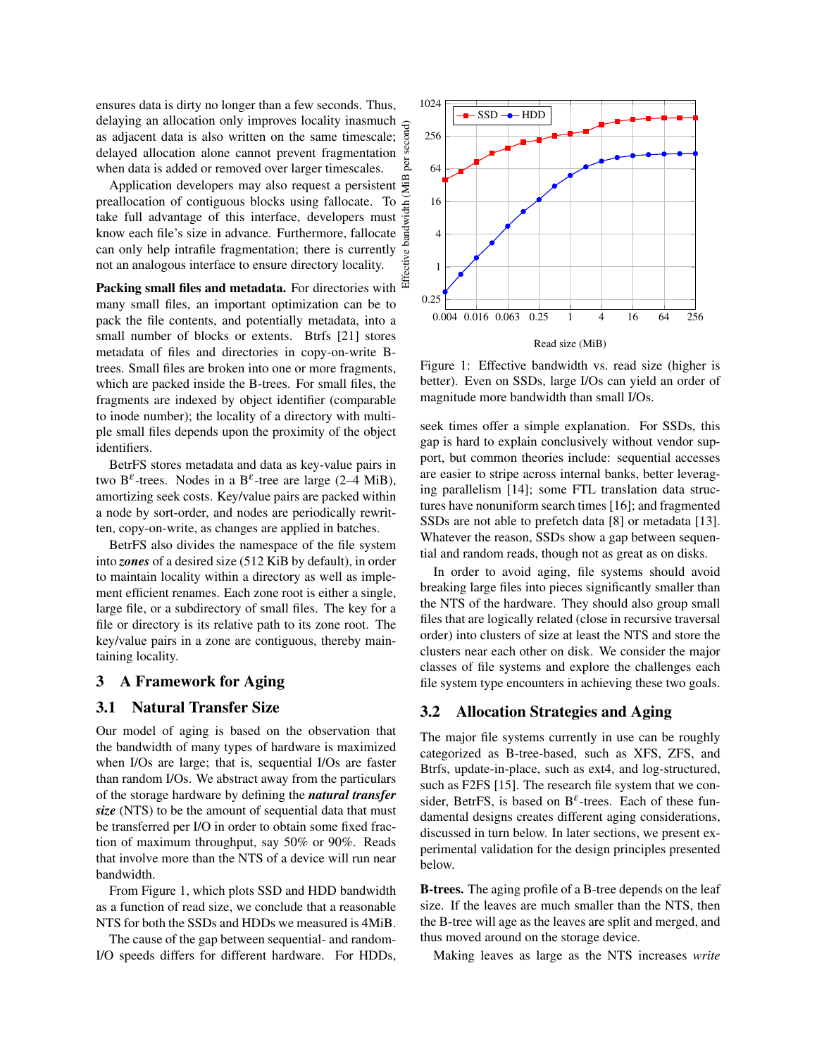ensures data is dirty no longer than a few seconds. Thus, delaying an allocation only improves locality inasmuch as adjacent data is also written on the same timescale; delayed allocation alone cannot prevent fragmentation when data is added or removed over larger timescales.

Application developers may also request a persistent preallocation of contiguous blocks using fallocate. To take full advantage of this interface, developers must know each file's size in advance. Furthermore, fallocate can only help intrafile fragmentation; there is currently not an analogous interface to ensure directory locality.

**Packing small files and metadata.** For directories with many small files, an important optimization can be to pack the file contents, and potentially metadata, into a small number of blocks or extents. Btrfs [21] stores metadata of files and directories in copy-on-write B-trees. Small files are broken into one or more fragments, which are packed inside the B-trees. For small files, the fragments are indexed by object identifier (comparable to inode number); the locality of a directory with multiple small files depends upon the proximity of the object identifiers.

BetrFS stores metadata and data as key-value pairs in two $B^{\varepsilon}$-trees. Nodes in a $B^{\varepsilon}$-tree are large (2–4 MiB), amortizing seek costs. Key/value pairs are packed within a node by sort-order, and nodes are periodically rewritten, copy-on-write, as changes are applied in batches.

BetrFS also divides the namespace of the file system into ***zones*** of a desired size (512 KiB by default), in order to maintain locality within a directory as well as implement efficient renames. Each zone root is either a single, large file, or a subdirectory of small files. The key for a file or directory is its relative path to its zone root. The key/value pairs in a zone are contiguous, thereby maintaining locality.

## 3 A Framework for Aging

### 3.1 Natural Transfer Size

Our model of aging is based on the observation that the bandwidth of many types of hardware is maximized when I/Os are large; that is, sequential I/Os are faster than random I/Os. We abstract away from the particulars of the storage hardware by defining the ***natural transfer size*** (NTS) to be the amount of sequential data that must be transferred per I/O in order to obtain some fixed fraction of maximum throughput, say 50% or 90%. Reads that involve more than the NTS of a device will run near bandwidth.

From Figure 1, which plots SSD and HDD bandwidth as a function of read size, we conclude that a reasonable NTS for both the SSDs and HDDs we measured is 4MiB.

The cause of the gap between sequential- and random-I/O speeds differs for different hardware. For HDDs, seek times offer a simple explanation. For SSDs, this gap is hard to explain conclusively without vendor support, but common theories include: sequential accesses are easier to stripe across internal banks, better leveraging parallelism [14]; some FTL translation data structures have nonuniform search times [16]; and fragmented SSDs are not able to prefetch data [8] or metadata [13]. Whatever the reason, SSDs show a gap between sequential and random reads, though not as great as on disks.

Figure 1: Effective bandwidth vs. read size (higher is better). Even on SSDs, large I/Os can yield an order of magnitude more bandwidth than small I/Os.

In order to avoid aging, file systems should avoid breaking large files into pieces significantly smaller than the NTS of the hardware. They should also group small files that are logically related (close in recursive traversal order) into clusters of size at least the NTS and store the clusters near each other on disk. We consider the major classes of file systems and explore the challenges each file system type encounters in achieving these two goals.

### 3.2 Allocation Strategies and Aging

The major file systems currently in use can be roughly categorized as B-tree-based, such as XFS, ZFS, and Btrfs, update-in-place, such as ext4, and log-structured, such as F2FS [15]. The research file system that we consider, BetrFS, is based on $B^{\varepsilon}$-trees. Each of these fundamental designs creates different aging considerations, discussed in turn below. In later sections, we present experimental validation for the design principles presented below.

**B-trees.** The aging profile of a B-tree depends on the leaf size. If the leaves are much smaller than the NTS, then the B-tree will age as the leaves are split and merged, and thus moved around on the storage device.

Making leaves as large as the NTS increases *write*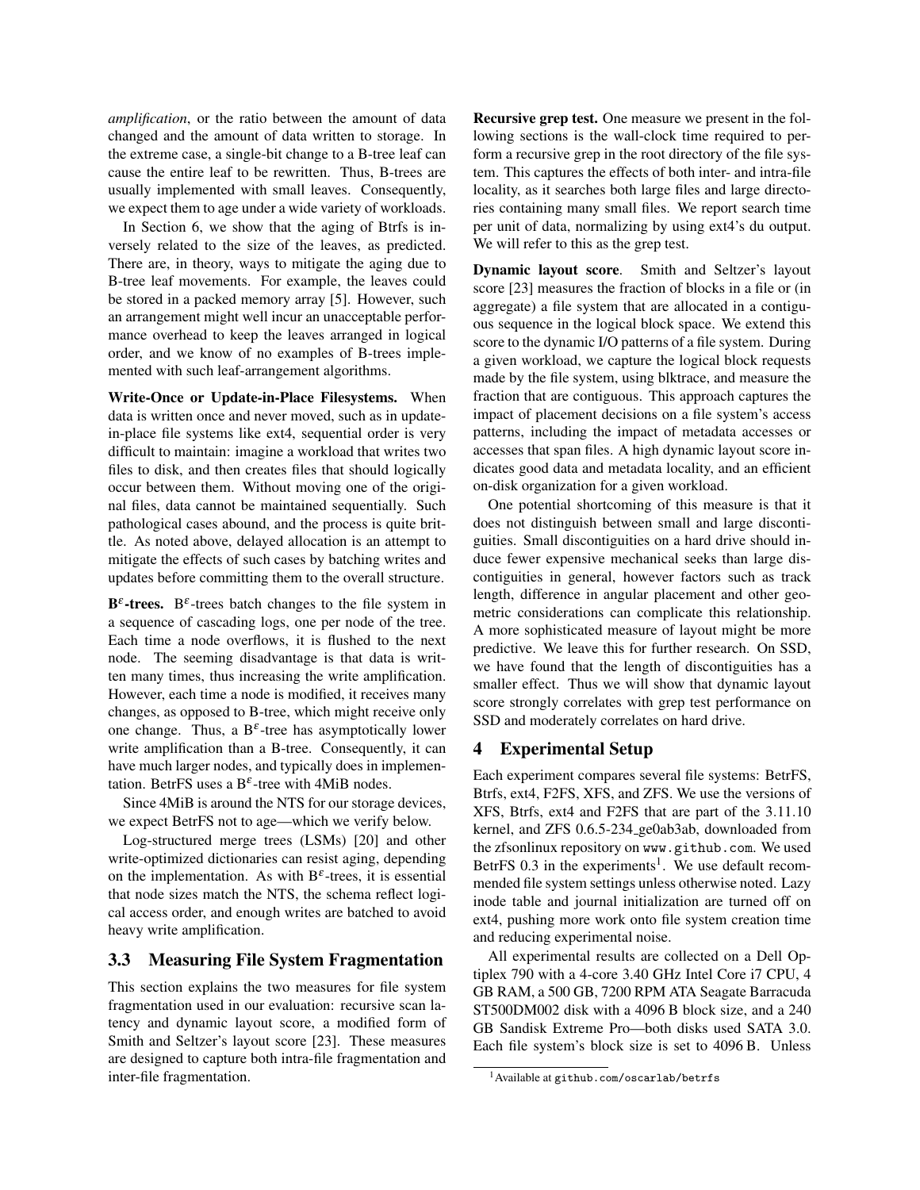*amplification*, or the ratio between the amount of data changed and the amount of data written to storage. In the extreme case, a single-bit change to a B-tree leaf can cause the entire leaf to be rewritten. Thus, B-trees are usually implemented with small leaves. Consequently, we expect them to age under a wide variety of workloads.

In Section 6, we show that the aging of Btrfs is inversely related to the size of the leaves, as predicted. There are, in theory, ways to mitigate the aging due to B-tree leaf movements. For example, the leaves could be stored in a packed memory array [5]. However, such an arrangement might well incur an unacceptable performance overhead to keep the leaves arranged in logical order, and we know of no examples of B-trees implemented with such leaf-arrangement algorithms.

**Write-Once or Update-in-Place Filesystems.** When data is written once and never moved, such as in update-in-place file systems like ext4, sequential order is very difficult to maintain: imagine a workload that writes two files to disk, and then creates files that should logically occur between them. Without moving one of the original files, data cannot be maintained sequentially. Such pathological cases abound, and the process is quite brittle. As noted above, delayed allocation is an attempt to mitigate the effects of such cases by batching writes and updates before committing them to the overall structure.

**B$^\varepsilon$-trees.** B$^\varepsilon$-trees batch changes to the file system in a sequence of cascading logs, one per node of the tree. Each time a node overflows, it is flushed to the next node. The seeming disadvantage is that data is written many times, thus increasing the write amplification. However, each time a node is modified, it receives many changes, as opposed to B-tree, which might receive only one change. Thus, a B$^\varepsilon$-tree has asymptotically lower write amplification than a B-tree. Consequently, it can have much larger nodes, and typically does in implementation. BetrFS uses a B$^\varepsilon$-tree with 4MiB nodes.

Since 4MiB is around the NTS for our storage devices, we expect BetrFS not to age—which we verify below.

Log-structured merge trees (LSMs) [20] and other write-optimized dictionaries can resist aging, depending on the implementation. As with B$^\varepsilon$-trees, it is essential that node sizes match the NTS, the schema reflect logical access order, and enough writes are batched to avoid heavy write amplification.

### 3.3 Measuring File System Fragmentation

This section explains the two measures for file system fragmentation used in our evaluation: recursive scan latency and dynamic layout score, a modified form of Smith and Seltzer's layout score [23]. These measures are designed to capture both intra-file fragmentation and inter-file fragmentation.

**Recursive grep test.** One measure we present in the following sections is the wall-clock time required to perform a recursive grep in the root directory of the file system. This captures the effects of both inter- and intra-file locality, as it searches both large files and large directories containing many small files. We report search time per unit of data, normalizing by using ext4's du output. We will refer to this as the grep test.

**Dynamic layout score**. Smith and Seltzer's layout score [23] measures the fraction of blocks in a file or (in aggregate) a file system that are allocated in a contiguous sequence in the logical block space. We extend this score to the dynamic I/O patterns of a file system. During a given workload, we capture the logical block requests made by the file system, using blktrace, and measure the fraction that are contiguous. This approach captures the impact of placement decisions on a file system's access patterns, including the impact of metadata accesses or accesses that span files. A high dynamic layout score indicates good data and metadata locality, and an efficient on-disk organization for a given workload.

One potential shortcoming of this measure is that it does not distinguish between small and large discontiguities. Small discontiguities on a hard drive should induce fewer expensive mechanical seeks than large discontiguities in general, however factors such as track length, difference in angular placement and other geometric considerations can complicate this relationship. A more sophisticated measure of layout might be more predictive. We leave this for further research. On SSD, we have found that the length of discontiguities has a smaller effect. Thus we will show that dynamic layout score strongly correlates with grep test performance on SSD and moderately correlates on hard drive.

## 4 Experimental Setup

Each experiment compares several file systems: BetrFS, Btrfs, ext4, F2FS, XFS, and ZFS. We use the versions of XFS, Btrfs, ext4 and F2FS that are part of the 3.11.10 kernel, and ZFS 0.6.5-234_ge0ab3ab, downloaded from the zfsonlinux repository on www.github.com. We used BetrFS 0.3 in the experiments[1]. We use default recommended file system settings unless otherwise noted. Lazy inode table and journal initialization are turned off on ext4, pushing more work onto file system creation time and reducing experimental noise.

All experimental results are collected on a Dell Optiplex 790 with a 4-core 3.40 GHz Intel Core i7 CPU, 4 GB RAM, a 500 GB, 7200 RPM ATA Seagate Barracuda ST500DM002 disk with a 4096 B block size, and a 240 GB Sandisk Extreme Pro—both disks used SATA 3.0. Each file system's block size is set to 4096 B. Unless

[1] Available at github.com/oscarlab/betrfs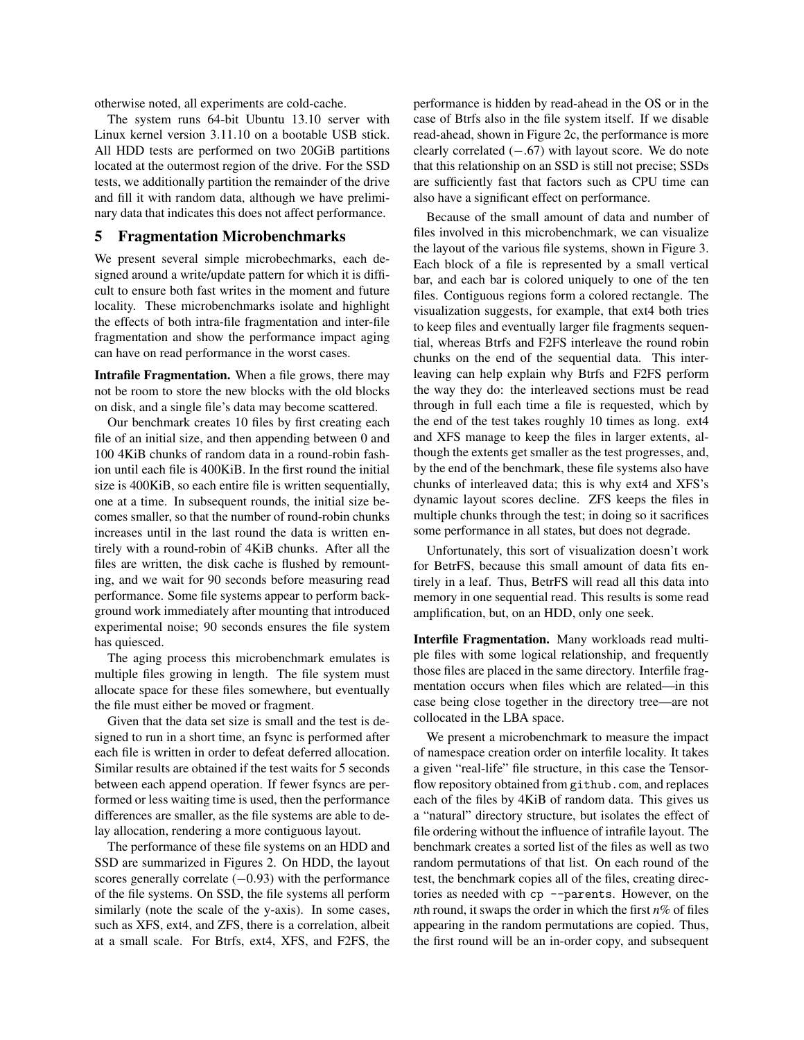otherwise noted, all experiments are cold-cache.

The system runs 64-bit Ubuntu 13.10 server with Linux kernel version 3.11.10 on a bootable USB stick. All HDD tests are performed on two 20GiB partitions located at the outermost region of the drive. For the SSD tests, we additionally partition the remainder of the drive and fill it with random data, although we have preliminary data that indicates this does not affect performance.

## 5 Fragmentation Microbenchmarks

We present several simple microbechmarks, each designed around a write/update pattern for which it is difficult to ensure both fast writes in the moment and future locality. These microbenchmarks isolate and highlight the effects of both intra-file fragmentation and inter-file fragmentation and show the performance impact aging can have on read performance in the worst cases.

**Intrafile Fragmentation.** When a file grows, there may not be room to store the new blocks with the old blocks on disk, and a single file's data may become scattered.

Our benchmark creates 10 files by first creating each file of an initial size, and then appending between 0 and 100 4KiB chunks of random data in a round-robin fashion until each file is 400KiB. In the first round the initial size is 400KiB, so each entire file is written sequentially, one at a time. In subsequent rounds, the initial size becomes smaller, so that the number of round-robin chunks increases until in the last round the data is written entirely with a round-robin of 4KiB chunks. After all the files are written, the disk cache is flushed by remounting, and we wait for 90 seconds before measuring read performance. Some file systems appear to perform background work immediately after mounting that introduced experimental noise; 90 seconds ensures the file system has quiesced.

The aging process this microbenchmark emulates is multiple files growing in length. The file system must allocate space for these files somewhere, but eventually the file must either be moved or fragment.

Given that the data set size is small and the test is designed to run in a short time, an fsync is performed after each file is written in order to defeat deferred allocation. Similar results are obtained if the test waits for 5 seconds between each append operation. If fewer fsyncs are performed or less waiting time is used, then the performance differences are smaller, as the file systems are able to delay allocation, rendering a more contiguous layout.

The performance of these file systems on an HDD and SSD are summarized in Figures 2. On HDD, the layout scores generally correlate ($-0.93$) with the performance of the file systems. On SSD, the file systems all perform similarly (note the scale of the y-axis). In some cases, such as XFS, ext4, and ZFS, there is a correlation, albeit at a small scale. For Btrfs, ext4, XFS, and F2FS, the performance is hidden by read-ahead in the OS or in the case of Btrfs also in the file system itself. If we disable read-ahead, shown in Figure 2c, the performance is more clearly correlated ($-.67$) with layout score. We do note that this relationship on an SSD is still not precise; SSDs are sufficiently fast that factors such as CPU time can also have a significant effect on performance.

Because of the small amount of data and number of files involved in this microbenchmark, we can visualize the layout of the various file systems, shown in Figure 3. Each block of a file is represented by a small vertical bar, and each bar is colored uniquely to one of the ten files. Contiguous regions form a colored rectangle. The visualization suggests, for example, that ext4 both tries to keep files and eventually larger file fragments sequential, whereas Btrfs and F2FS interleave the round robin chunks on the end of the sequential data. This interleaving can help explain why Btrfs and F2FS perform the way they do: the interleaved sections must be read through in full each time a file is requested, which by the end of the test takes roughly 10 times as long. ext4 and XFS manage to keep the files in larger extents, although the extents get smaller as the test progresses, and, by the end of the benchmark, these file systems also have chunks of interleaved data; this is why ext4 and XFS's dynamic layout scores decline. ZFS keeps the files in multiple chunks through the test; in doing so it sacrifices some performance in all states, but does not degrade.

Unfortunately, this sort of visualization doesn't work for BetrFS, because this small amount of data fits entirely in a leaf. Thus, BetrFS will read all this data into memory in one sequential read. This results is some read amplification, but, on an HDD, only one seek.

**Interfile Fragmentation.** Many workloads read multiple files with some logical relationship, and frequently those files are placed in the same directory. Interfile fragmentation occurs when files which are related—in this case being close together in the directory tree—are not collocated in the LBA space.

We present a microbenchmark to measure the impact of namespace creation order on interfile locality. It takes a given "real-life" file structure, in this case the Tensorflow repository obtained from `github.com`, and replaces each of the files by 4KiB of random data. This gives us a "natural" directory structure, but isolates the effect of file ordering without the influence of intrafile layout. The benchmark creates a sorted list of the files as well as two random permutations of that list. On each round of the test, the benchmark copies all of the files, creating directories as needed with `cp --parents`. However, on the $n$th round, it swaps the order in which the first $n\%$ of files appearing in the random permutations are copied. Thus, the first round will be an in-order copy, and subsequent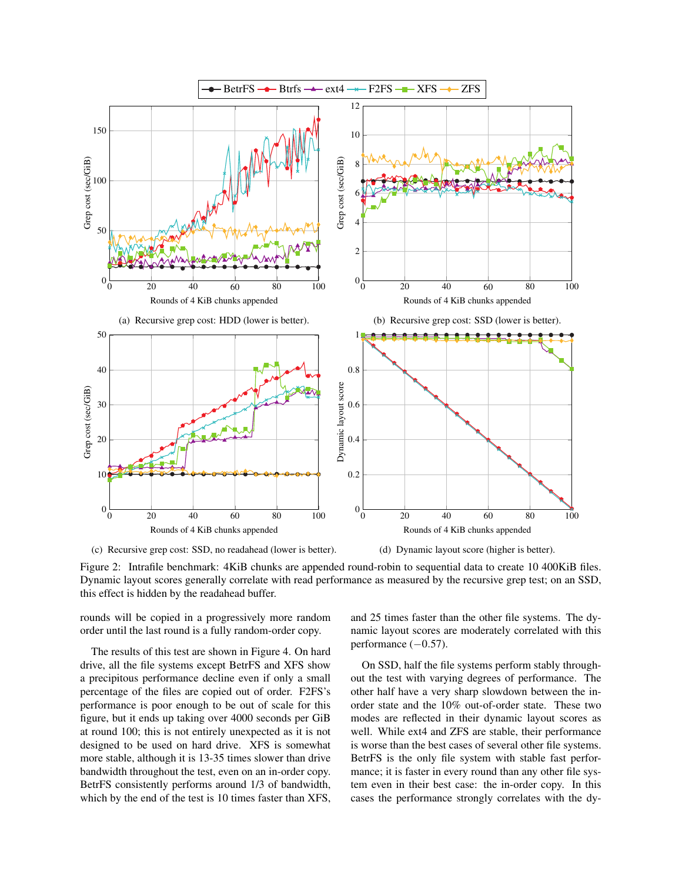(a) Recursive grep cost: HDD (lower is better).

(b) Recursive grep cost: SSD (lower is better).

(c) Recursive grep cost: SSD, no readahead (lower is better).

(d) Dynamic layout score (higher is better).

Figure 2: Intrafile benchmark: 4KiB chunks are appended round-robin to sequential data to create 10 400KiB files. Dynamic layout scores generally correlate with read performance as measured by the recursive grep test; on an SSD, this effect is hidden by the readahead buffer.

rounds will be copied in a progressively more random order until the last round is a fully random-order copy.

The results of this test are shown in Figure 4. On hard drive, all the file systems except BetrFS and XFS show a precipitous performance decline even if only a small percentage of the files are copied out of order. F2FS's performance is poor enough to be out of scale for this figure, but it ends up taking over 4000 seconds per GiB at round 100; this is not entirely unexpected as it is not designed to be used on hard drive. XFS is somewhat more stable, although it is 13-35 times slower than drive bandwidth throughout the test, even on an in-order copy. BetrFS consistently performs around 1/3 of bandwidth, which by the end of the test is 10 times faster than XFS, and 25 times faster than the other file systems. The dynamic layout scores are moderately correlated with this performance ($-0.57$).

On SSD, half the file systems perform stably throughout the test with varying degrees of performance. The other half have a very sharp slowdown between the in-order state and the 10% out-of-order state. These two modes are reflected in their dynamic layout scores as well. While ext4 and ZFS are stable, their performance is worse than the best cases of several other file systems. BetrFS is the only file system with stable fast performance; it is faster in every round than any other file system even in their best case: the in-order copy. In this cases the performance strongly correlates with the dy-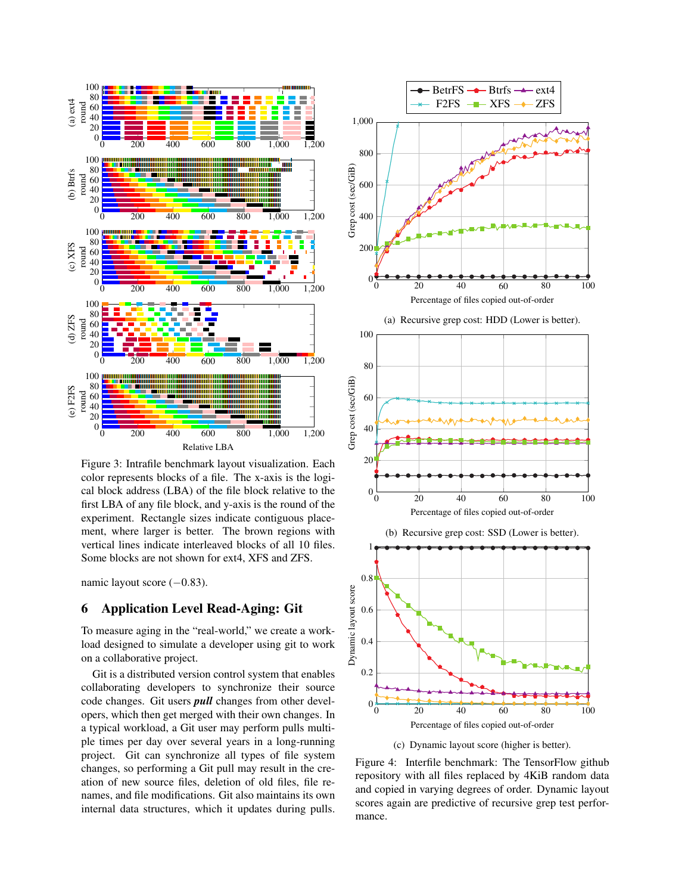Figure 3: Intrafile benchmark layout visualization. Each color represents blocks of a file. The x-axis is the logical block address (LBA) of the file block relative to the first LBA of any file block, and y-axis is the round of the experiment. Rectangle sizes indicate contiguous placement, where larger is better. The brown regions with vertical lines indicate interleaved blocks of all 10 files. Some blocks are not shown for ext4, XFS and ZFS.

namic layout score (−0.83).

## 6 Application Level Read-Aging: Git

To measure aging in the "real-world," we create a workload designed to simulate a developer using git to work on a collaborative project.

Git is a distributed version control system that enables collaborating developers to synchronize their source code changes. Git users ***pull*** changes from other developers, which then get merged with their own changes. In a typical workload, a Git user may perform pulls multiple times per day over several years in a long-running project. Git can synchronize all types of file system changes, so performing a Git pull may result in the creation of new source files, deletion of old files, file renames, and file modifications. Git also maintains its own internal data structures, which it updates during pulls.

(a) Recursive grep cost: HDD (Lower is better).

(b) Recursive grep cost: SSD (Lower is better).

(c) Dynamic layout score (higher is better).

Figure 4: Interfile benchmark: The TensorFlow github repository with all files replaced by 4KiB random data and copied in varying degrees of order. Dynamic layout scores again are predictive of recursive grep test performance.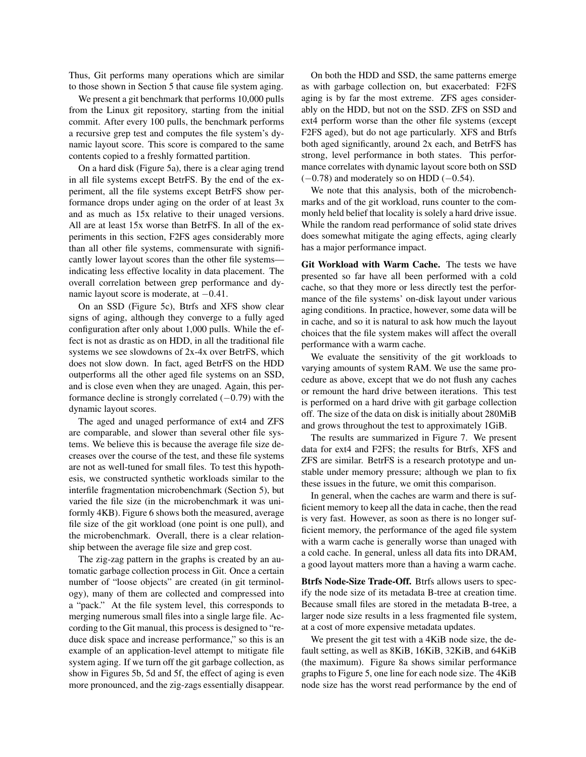Thus, Git performs many operations which are similar to those shown in Section 5 that cause file system aging.

We present a git benchmark that performs 10,000 pulls from the Linux git repository, starting from the initial commit. After every 100 pulls, the benchmark performs a recursive grep test and computes the file system's dynamic layout score. This score is compared to the same contents copied to a freshly formatted partition.

On a hard disk (Figure 5a), there is a clear aging trend in all file systems except BetrFS. By the end of the experiment, all the file systems except BetrFS show performance drops under aging on the order of at least 3x and as much as 15x relative to their unaged versions. All are at least 15x worse than BetrFS. In all of the experiments in this section, F2FS ages considerably more than all other file systems, commensurate with significantly lower layout scores than the other file systems—indicating less effective locality in data placement. The overall correlation between grep performance and dynamic layout score is moderate, at $-0.41$.

On an SSD (Figure 5c), Btrfs and XFS show clear signs of aging, although they converge to a fully aged configuration after only about 1,000 pulls. While the effect is not as drastic as on HDD, in all the traditional file systems we see slowdowns of 2x-4x over BetrFS, which does not slow down. In fact, aged BetrFS on the HDD outperforms all the other aged file systems on an SSD, and is close even when they are unaged. Again, this performance decline is strongly correlated ($-0.79$) with the dynamic layout scores.

The aged and unaged performance of ext4 and ZFS are comparable, and slower than several other file systems. We believe this is because the average file size decreases over the course of the test, and these file systems are not as well-tuned for small files. To test this hypothesis, we constructed synthetic workloads similar to the interfile fragmentation microbenchmark (Section 5), but varied the file size (in the microbenchmark it was uniformly 4KB). Figure 6 shows both the measured, average file size of the git workload (one point is one pull), and the microbenchmark. Overall, there is a clear relationship between the average file size and grep cost.

The zig-zag pattern in the graphs is created by an automatic garbage collection process in Git. Once a certain number of "loose objects" are created (in git terminology), many of them are collected and compressed into a "pack." At the file system level, this corresponds to merging numerous small files into a single large file. According to the Git manual, this process is designed to "reduce disk space and increase performance," so this is an example of an application-level attempt to mitigate file system aging. If we turn off the git garbage collection, as show in Figures 5b, 5d and 5f, the effect of aging is even more pronounced, and the zig-zags essentially disappear.

On both the HDD and SSD, the same patterns emerge as with garbage collection on, but exacerbated: F2FS aging is by far the most extreme. ZFS ages considerably on the HDD, but not on the SSD. ZFS on SSD and ext4 perform worse than the other file systems (except F2FS aged), but do not age particularly. XFS and Btrfs both aged significantly, around 2x each, and BetrFS has strong, level performance in both states. This performance correlates with dynamic layout score both on SSD ($-0.78$) and moderately so on HDD ($-0.54$).

We note that this analysis, both of the microbenchmarks and of the git workload, runs counter to the commonly held belief that locality is solely a hard drive issue. While the random read performance of solid state drives does somewhat mitigate the aging effects, aging clearly has a major performance impact.

**Git Workload with Warm Cache.** The tests we have presented so far have all been performed with a cold cache, so that they more or less directly test the performance of the file systems' on-disk layout under various aging conditions. In practice, however, some data will be in cache, and so it is natural to ask how much the layout choices that the file system makes will affect the overall performance with a warm cache.

We evaluate the sensitivity of the git workloads to varying amounts of system RAM. We use the same procedure as above, except that we do not flush any caches or remount the hard drive between iterations. This test is performed on a hard drive with git garbage collection off. The size of the data on disk is initially about 280MiB and grows throughout the test to approximately 1GiB.

The results are summarized in Figure 7. We present data for ext4 and F2FS; the results for Btrfs, XFS and ZFS are similar. BetrFS is a research prototype and unstable under memory pressure; although we plan to fix these issues in the future, we omit this comparison.

In general, when the caches are warm and there is sufficient memory to keep all the data in cache, then the read is very fast. However, as soon as there is no longer sufficient memory, the performance of the aged file system with a warm cache is generally worse than unaged with a cold cache. In general, unless all data fits into DRAM, a good layout matters more than a having a warm cache.

**Btrfs Node-Size Trade-Off.** Btrfs allows users to specify the node size of its metadata B-tree at creation time. Because small files are stored in the metadata B-tree, a larger node size results in a less fragmented file system, at a cost of more expensive metadata updates.

We present the git test with a 4KiB node size, the default setting, as well as 8KiB, 16KiB, 32KiB, and 64KiB (the maximum). Figure 8a shows similar performance graphs to Figure 5, one line for each node size. The 4KiB node size has the worst read performance by the end of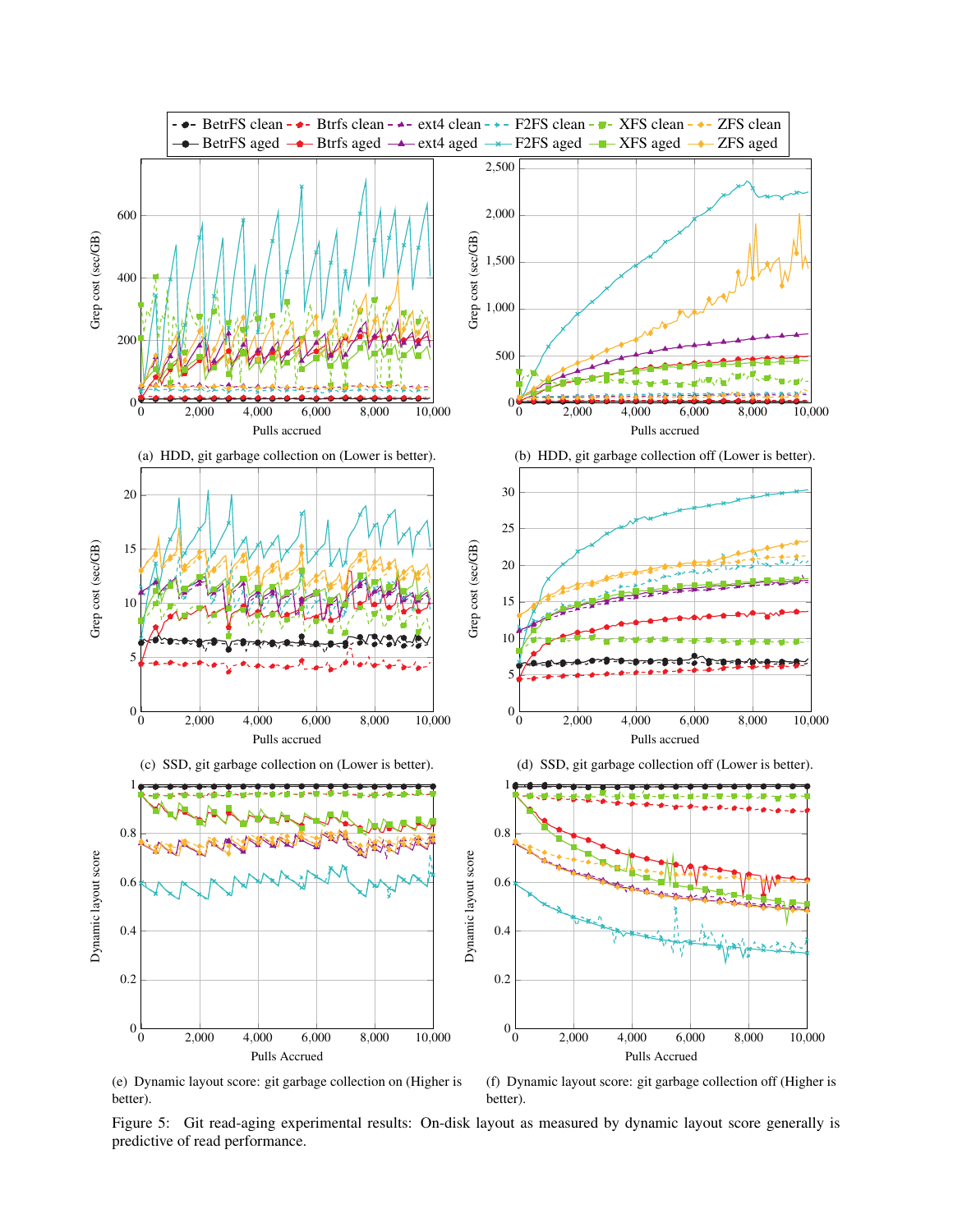(a) HDD, git garbage collection on (Lower is better).

(b) HDD, git garbage collection off (Lower is better).

(c) SSD, git garbage collection on (Lower is better).

(d) SSD, git garbage collection off (Lower is better).

(e) Dynamic layout score: git garbage collection on (Higher is better).

(f) Dynamic layout score: git garbage collection off (Higher is better).

Figure 5: Git read-aging experimental results: On-disk layout as measured by dynamic layout score generally is predictive of read performance.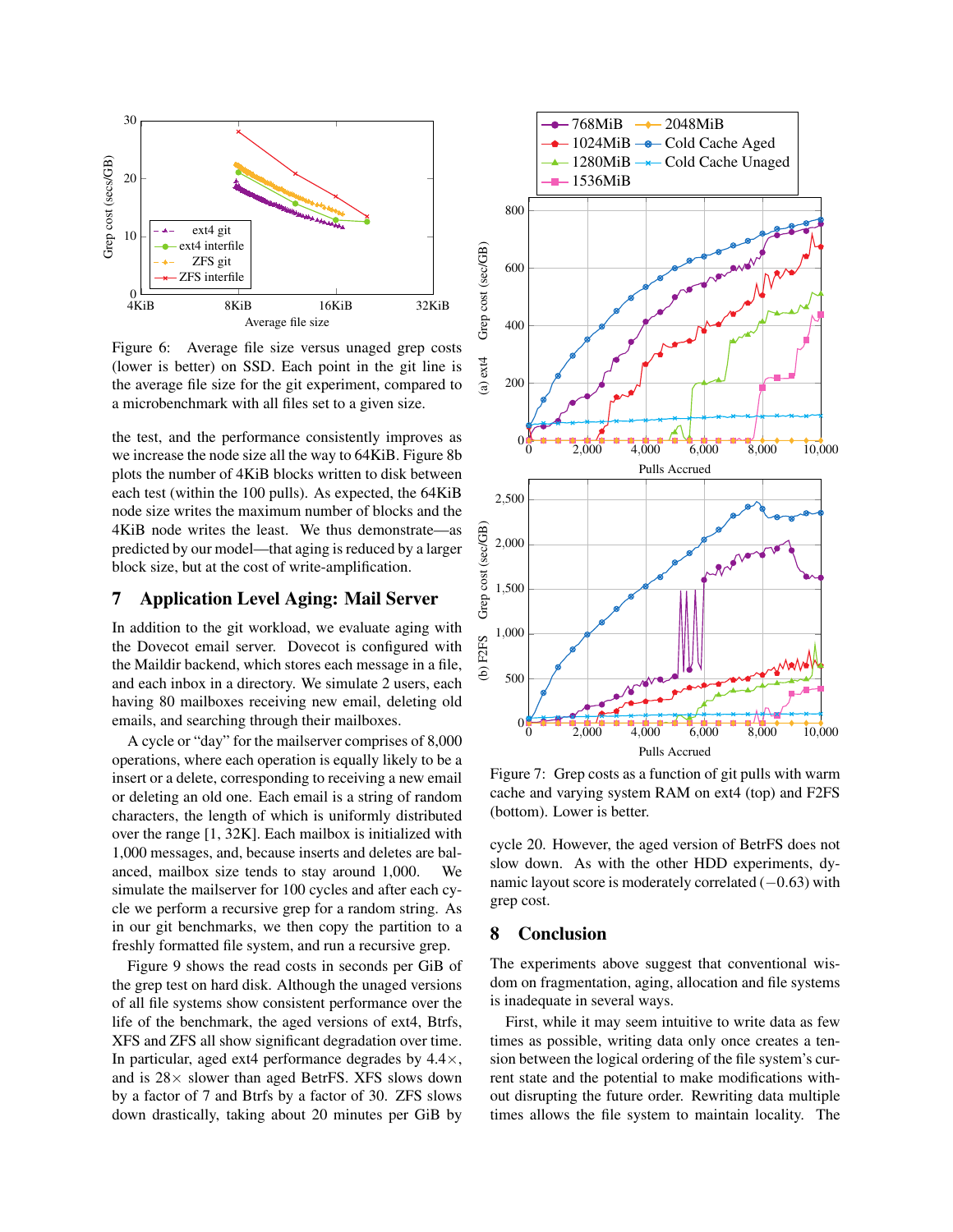Figure 6: Average file size versus unaged grep costs (lower is better) on SSD. Each point in the git line is the average file size for the git experiment, compared to a microbenchmark with all files set to a given size.

the test, and the performance consistently improves as we increase the node size all the way to 64KiB. Figure 8b plots the number of 4KiB blocks written to disk between each test (within the 100 pulls). As expected, the 64KiB node size writes the maximum number of blocks and the 4KiB node writes the least. We thus demonstrate—as predicted by our model—that aging is reduced by a larger block size, but at the cost of write-amplification.

## 7 Application Level Aging: Mail Server

In addition to the git workload, we evaluate aging with the Dovecot email server. Dovecot is configured with the Maildir backend, which stores each message in a file, and each inbox in a directory. We simulate 2 users, each having 80 mailboxes receiving new email, deleting old emails, and searching through their mailboxes.

A cycle or "day" for the mailserver comprises of 8,000 operations, where each operation is equally likely to be a insert or a delete, corresponding to receiving a new email or deleting an old one. Each email is a string of random characters, the length of which is uniformly distributed over the range [1, 32K]. Each mailbox is initialized with 1,000 messages, and, because inserts and deletes are balanced, mailbox size tends to stay around 1,000. We simulate the mailserver for 100 cycles and after each cycle we perform a recursive grep for a random string. As in our git benchmarks, we then copy the partition to a freshly formatted file system, and run a recursive grep.

Figure 9 shows the read costs in seconds per GiB of the grep test on hard disk. Although the unaged versions of all file systems show consistent performance over the life of the benchmark, the aged versions of ext4, Btrfs, XFS and ZFS all show significant degradation over time. In particular, aged ext4 performance degrades by 4.4×, and is 28× slower than aged BetrFS. XFS slows down by a factor of 7 and Btrfs by a factor of 30. ZFS slows down drastically, taking about 20 minutes per GiB by

Figure 7: Grep costs as a function of git pulls with warm cache and varying system RAM on ext4 (top) and F2FS (bottom). Lower is better.

cycle 20. However, the aged version of BetrFS does not slow down. As with the other HDD experiments, dynamic layout score is moderately correlated ($-0.63$) with grep cost.

## 8 Conclusion

The experiments above suggest that conventional wisdom on fragmentation, aging, allocation and file systems is inadequate in several ways.

First, while it may seem intuitive to write data as few times as possible, writing data only once creates a tension between the logical ordering of the file system's current state and the potential to make modifications without disrupting the future order. Rewriting data multiple times allows the file system to maintain locality. The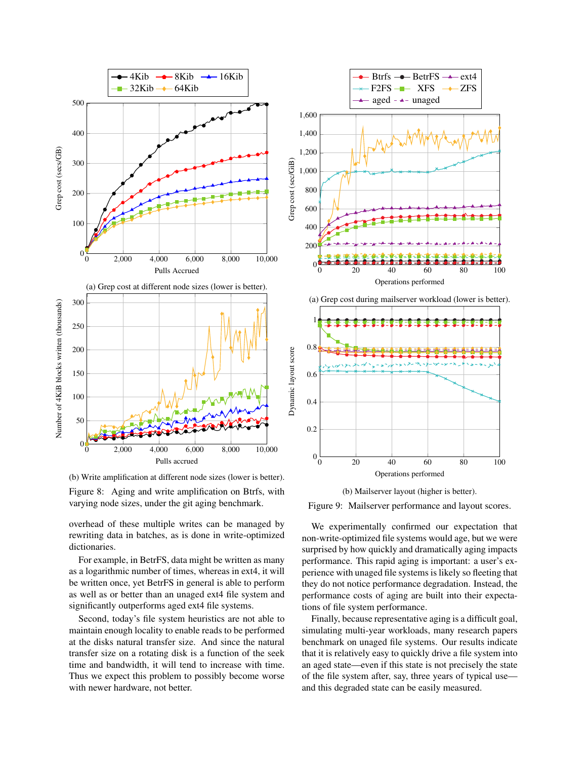(a) Grep cost at different node sizes (lower is better).

(b) Write amplification at different node sizes (lower is better).

Figure 8: Aging and write amplification on Btrfs, with varying node sizes, under the git aging benchmark.

(a) Grep cost during mailserver workload (lower is better).

(b) Mailserver layout (higher is better).

Figure 9: Mailserver performance and layout scores.

overhead of these multiple writes can be managed by rewriting data in batches, as is done in write-optimized dictionaries.

For example, in BetrFS, data might be written as many as a logarithmic number of times, whereas in ext4, it will be written once, yet BetrFS in general is able to perform as well as or better than an unaged ext4 file system and significantly outperforms aged ext4 file systems.

Second, today's file system heuristics are not able to maintain enough locality to enable reads to be performed at the disks natural transfer size. And since the natural transfer size on a rotating disk is a function of the seek time and bandwidth, it will tend to increase with time. Thus we expect this problem to possibly become worse with newer hardware, not better.

We experimentally confirmed our expectation that non-write-optimized file systems would age, but we were surprised by how quickly and dramatically aging impacts performance. This rapid aging is important: a user's experience with unaged file systems is likely so fleeting that they do not notice performance degradation. Instead, the performance costs of aging are built into their expectations of file system performance.

Finally, because representative aging is a difficult goal, simulating multi-year workloads, many research papers benchmark on unaged file systems. Our results indicate that it is relatively easy to quickly drive a file system into an aged state—even if this state is not precisely the state of the file system after, say, three years of typical use—and this degraded state can be easily measured.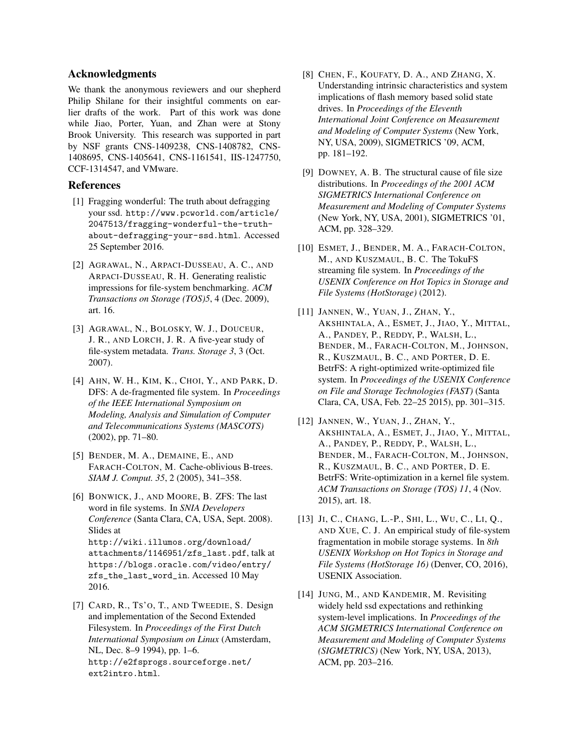## Acknowledgments

We thank the anonymous reviewers and our shepherd Philip Shilane for their insightful comments on earlier drafts of the work. Part of this work was done while Jiao, Porter, Yuan, and Zhan were at Stony Brook University. This research was supported in part by NSF grants CNS-1409238, CNS-1408782, CNS-1408695, CNS-1405641, CNS-1161541, IIS-1247750, CCF-1314547, and VMware.

## References

[1] Fragging wonderful: The truth about defragging your ssd. `http://www.pcworld.com/article/2047513/fragging-wonderful-the-truth-about-defragging-your-ssd.html`. Accessed 25 September 2016.

[2] Agrawal, N., Arpaci-Dusseau, A. C., and Arpaci-Dusseau, R. H. Generating realistic impressions for file-system benchmarking. *ACM Transactions on Storage (TOS)5*, 4 (Dec. 2009), art. 16.

[3] Agrawal, N., Bolosky, W. J., Douceur, J. R., and Lorch, J. R. A five-year study of file-system metadata. *Trans. Storage 3*, 3 (Oct. 2007).

[4] Ahn, W. H., Kim, K., Choi, Y., and Park, D. DFS: A de-fragmented file system. In *Proceedings of the IEEE International Symposium on Modeling, Analysis and Simulation of Computer and Telecommunications Systems (MASCOTS)* (2002), pp. 71–80.

[5] Bender, M. A., Demaine, E., and Farach-Colton, M. Cache-oblivious B-trees. *SIAM J. Comput. 35*, 2 (2005), 341–358.

[6] Bonwick, J., and Moore, B. ZFS: The last word in file systems. In *SNIA Developers Conference* (Santa Clara, CA, USA, Sept. 2008). Slides at `http://wiki.illumos.org/download/attachments/1146951/zfs_last.pdf`, talk at `https://blogs.oracle.com/video/entry/zfs_the_last_word_in`. Accessed 10 May 2016.

[7] Card, R., Ts'o, T., and Tweedie, S. Design and implementation of the Second Extended Filesystem. In *Proceedings of the First Dutch International Symposium on Linux* (Amsterdam, NL, Dec. 8–9 1994), pp. 1–6. `http://e2fsprogs.sourceforge.net/ext2intro.html`.

[8] Chen, F., Koufaty, D. A., and Zhang, X. Understanding intrinsic characteristics and system implications of flash memory based solid state drives. In *Proceedings of the Eleventh International Joint Conference on Measurement and Modeling of Computer Systems* (New York, NY, USA, 2009), SIGMETRICS '09, ACM, pp. 181–192.

[9] Downey, A. B. The structural cause of file size distributions. In *Proceedings of the 2001 ACM SIGMETRICS International Conference on Measurement and Modeling of Computer Systems* (New York, NY, USA, 2001), SIGMETRICS '01, ACM, pp. 328–329.

[10] Esmet, J., Bender, M. A., Farach-Colton, M., and Kuszmaul, B. C. The TokuFS streaming file system. In *Proceedings of the USENIX Conference on Hot Topics in Storage and File Systems (HotStorage)* (2012).

[11] Jannen, W., Yuan, J., Zhan, Y., Akshintala, A., Esmet, J., Jiao, Y., Mittal, A., Pandey, P., Reddy, P., Walsh, L., Bender, M., Farach-Colton, M., Johnson, R., Kuszmaul, B. C., and Porter, D. E. BetrFS: A right-optimized write-optimized file system. In *Proceedings of the USENIX Conference on File and Storage Technologies (FAST)* (Santa Clara, CA, USA, Feb. 22–25 2015), pp. 301–315.

[12] Jannen, W., Yuan, J., Zhan, Y., Akshintala, A., Esmet, J., Jiao, Y., Mittal, A., Pandey, P., Reddy, P., Walsh, L., Bender, M., Farach-Colton, M., Johnson, R., Kuszmaul, B. C., and Porter, D. E. BetrFS: Write-optimization in a kernel file system. *ACM Transactions on Storage (TOS) 11*, 4 (Nov. 2015), art. 18.

[13] Ji, C., Chang, L.-P., Shi, L., Wu, C., Li, Q., and Xue, C. J. An empirical study of file-system fragmentation in mobile storage systems. In *8th USENIX Workshop on Hot Topics in Storage and File Systems (HotStorage 16)* (Denver, CO, 2016), USENIX Association.

[14] Jung, M., and Kandemir, M. Revisiting widely held ssd expectations and rethinking system-level implications. In *Proceedings of the ACM SIGMETRICS International Conference on Measurement and Modeling of Computer Systems (SIGMETRICS)* (New York, NY, USA, 2013), ACM, pp. 203–216.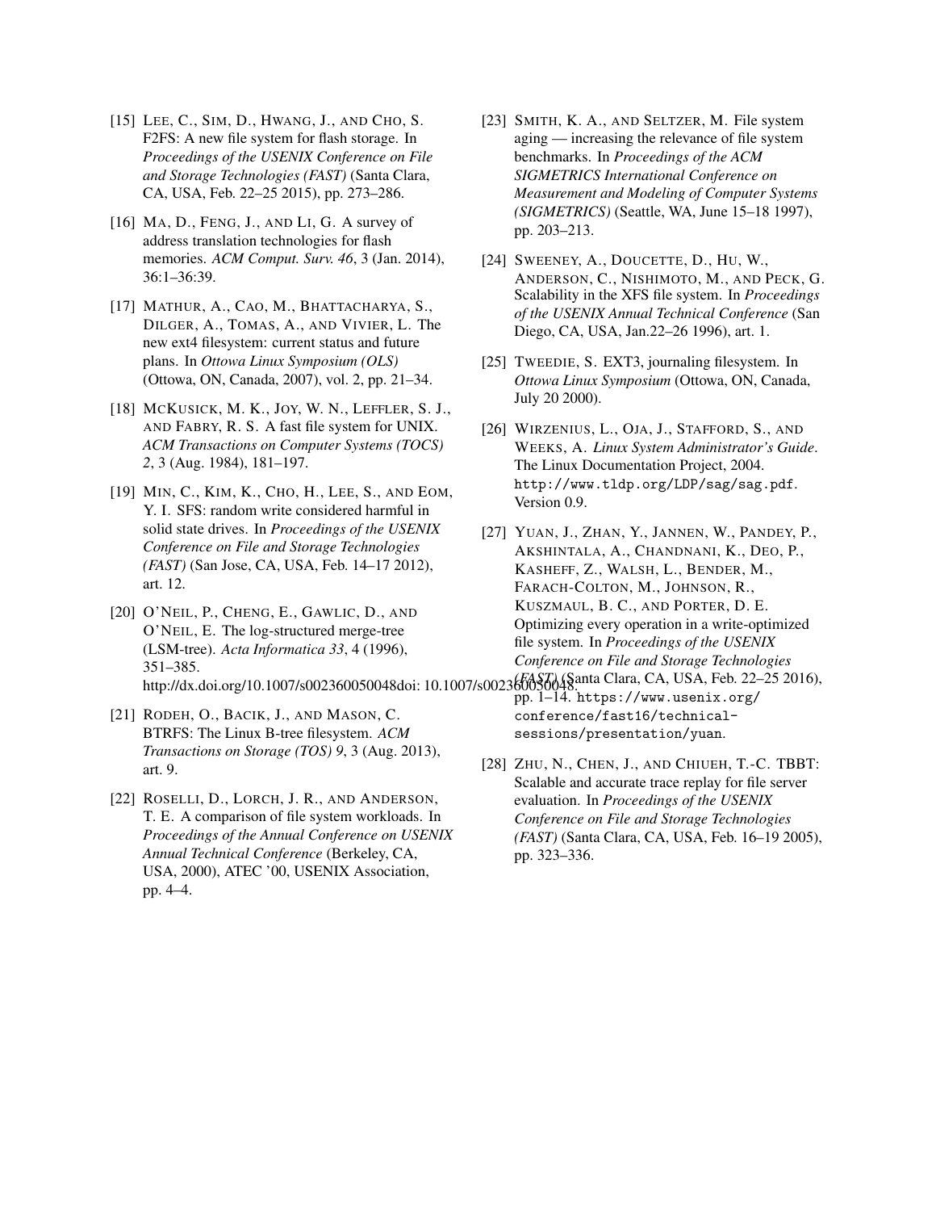[15] LEE, C., SIM, D., HWANG, J., AND CHO, S. F2FS: A new file system for flash storage. In *Proceedings of the USENIX Conference on File and Storage Technologies (FAST)* (Santa Clara, CA, USA, Feb. 22–25 2015), pp. 273–286.

[16] MA, D., FENG, J., AND LI, G. A survey of address translation technologies for flash memories. *ACM Comput. Surv. 46*, 3 (Jan. 2014), 36:1–36:39.

[17] MATHUR, A., CAO, M., BHATTACHARYA, S., DILGER, A., TOMAS, A., AND VIVIER, L. The new ext4 filesystem: current status and future plans. In *Ottowa Linux Symposium (OLS)* (Ottowa, ON, Canada, 2007), vol. 2, pp. 21–34.

[18] MCKUSICK, M. K., JOY, W. N., LEFFLER, S. J., AND FABRY, R. S. A fast file system for UNIX. *ACM Transactions on Computer Systems (TOCS) 2*, 3 (Aug. 1984), 181–197.

[19] MIN, C., KIM, K., CHO, H., LEE, S., AND EOM, Y. I. SFS: random write considered harmful in solid state drives. In *Proceedings of the USENIX Conference on File and Storage Technologies (FAST)* (San Jose, CA, USA, Feb. 14–17 2012), art. 12.

[20] O'NEIL, P., CHENG, E., GAWLIC, D., AND O'NEIL, E. The log-structured merge-tree (LSM-tree). *Acta Informatica 33*, 4 (1996), 351–385. http://dx.doi.org/10.1007/s002360050048doi: 10.1007/s002360050048.

[21] RODEH, O., BACIK, J., AND MASON, C. BTRFS: The Linux B-tree filesystem. *ACM Transactions on Storage (TOS) 9*, 3 (Aug. 2013), art. 9.

[22] ROSELLI, D., LORCH, J. R., AND ANDERSON, T. E. A comparison of file system workloads. In *Proceedings of the Annual Conference on USENIX Annual Technical Conference* (Berkeley, CA, USA, 2000), ATEC '00, USENIX Association, pp. 4–4.

[23] SMITH, K. A., AND SELTZER, M. File system aging — increasing the relevance of file system benchmarks. In *Proceedings of the ACM SIGMETRICS International Conference on Measurement and Modeling of Computer Systems (SIGMETRICS)* (Seattle, WA, June 15–18 1997), pp. 203–213.

[24] SWEENEY, A., DOUCETTE, D., HU, W., ANDERSON, C., NISHIMOTO, M., AND PECK, G. Scalability in the XFS file system. In *Proceedings of the USENIX Annual Technical Conference* (San Diego, CA, USA, Jan.22–26 1996), art. 1.

[25] TWEEDIE, S. EXT3, journaling filesystem. In *Ottowa Linux Symposium* (Ottowa, ON, Canada, July 20 2000).

[26] WIRZENIUS, L., OJA, J., STAFFORD, S., AND WEEKS, A. *Linux System Administrator's Guide*. The Linux Documentation Project, 2004. `http://www.tldp.org/LDP/sag/sag.pdf`. Version 0.9.

[27] YUAN, J., ZHAN, Y., JANNEN, W., PANDEY, P., AKSHINTALA, A., CHANDNANI, K., DEO, P., KASHEFF, Z., WALSH, L., BENDER, M., FARACH-COLTON, M., JOHNSON, R., KUSZMAUL, B. C., AND PORTER, D. E. Optimizing every operation in a write-optimized file system. In *Proceedings of the USENIX Conference on File and Storage Technologies (FAST)* (Santa Clara, CA, USA, Feb. 22–25 2016), pp. 1–14. `https://www.usenix.org/conference/fast16/technical-sessions/presentation/yuan`.

[28] ZHU, N., CHEN, J., AND CHIUEH, T.-C. TBBT: Scalable and accurate trace replay for file server evaluation. In *Proceedings of the USENIX Conference on File and Storage Technologies (FAST)* (Santa Clara, CA, USA, Feb. 16–19 2005), pp. 323–336.